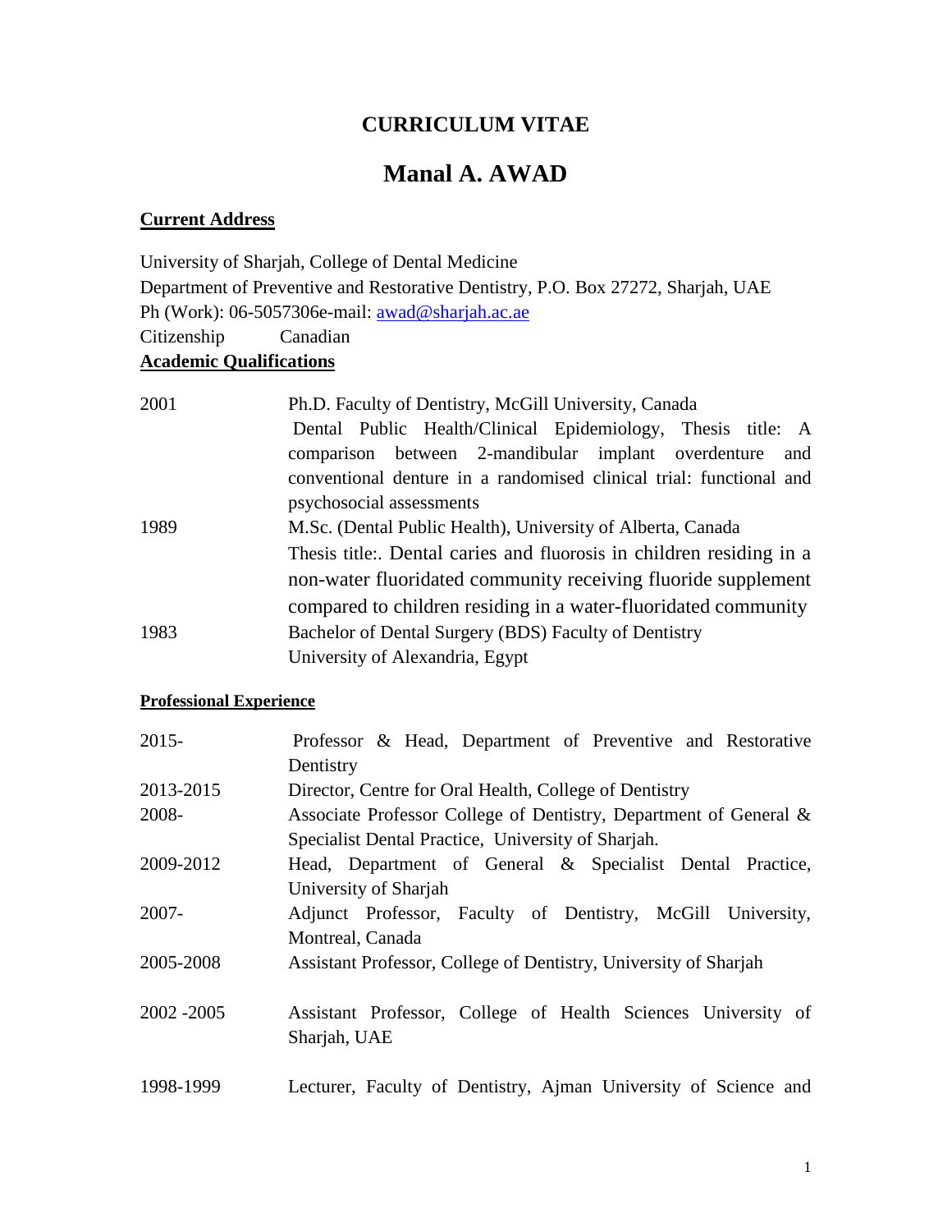# CURRICULUM VITAE

# Manal A. AWAD

## Current Address

University of Sharjah, College of Dental Medicine
Department of Preventive and Restorative Dentistry, P.O. Box 27272, Sharjah, UAE
Ph (Work): 06-5057306e-mail: awad@sharjah.ac.ae
Citizenship Canadian

## Academic Qualifications

| | |
|---|---|
| 2001 | Ph.D. Faculty of Dentistry, McGill University, Canada Dental Public Health/Clinical Epidemiology, Thesis title: A comparison between 2-mandibular implant overdenture and conventional denture in a randomised clinical trial: functional and psychosocial assessments |
| 1989 | M.Sc. (Dental Public Health), University of Alberta, Canada Thesis title:. Dental caries and fluorosis in children residing in a non-water fluoridated community receiving fluoride supplement compared to children residing in a water-fluoridated community |
| 1983 | Bachelor of Dental Surgery (BDS) Faculty of Dentistry University of Alexandria, Egypt |

## Professional Experience

| | |
|---|---|
| 2015- | Professor & Head, Department of Preventive and Restorative Dentistry |
| 2013-2015 | Director, Centre for Oral Health, College of Dentistry |
| 2008- | Associate Professor College of Dentistry, Department of General & Specialist Dental Practice, University of Sharjah. |
| 2009-2012 | Head, Department of General & Specialist Dental Practice, University of Sharjah |
| 2007- | Adjunct Professor, Faculty of Dentistry, McGill University, Montreal, Canada |
| 2005-2008 | Assistant Professor, College of Dentistry, University of Sharjah |
| 2002 -2005 | Assistant Professor, College of Health Sciences University of Sharjah, UAE |
| 1998-1999 | Lecturer, Faculty of Dentistry, Ajman University of Science and |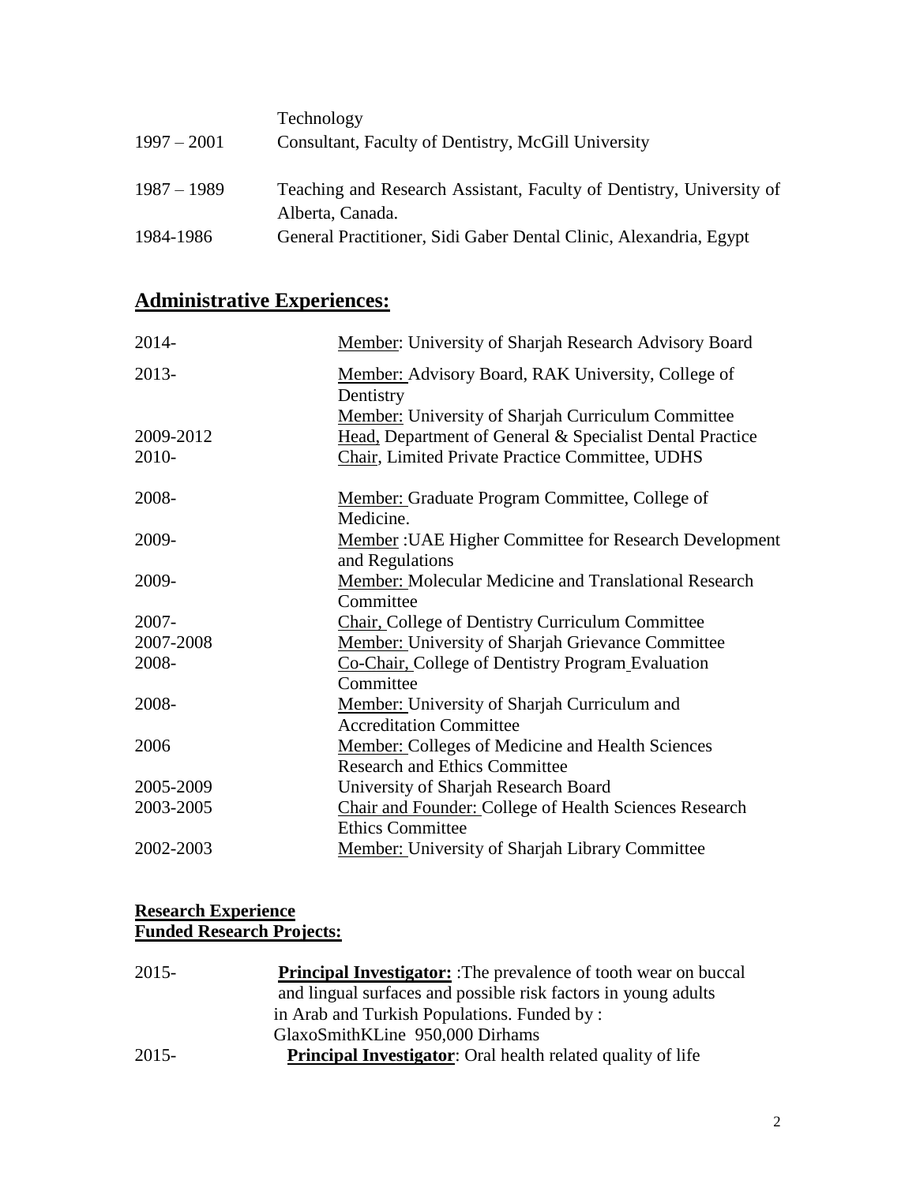| | |
|---|---|
| | Technology |
| 1997 – 2001 | Consultant, Faculty of Dentistry, McGill University |
| 1987 – 1989 | Teaching and Research Assistant, Faculty of Dentistry, University of Alberta, Canada. |
| 1984-1986 | General Practitioner, Sidi Gaber Dental Clinic, Alexandria, Egypt |

## Administrative Experiences:

| | |
|---|---|
| 2014- | Member: University of Sharjah Research Advisory Board |
| 2013- | Member: Advisory Board, RAK University, College of Dentistry |
| | Member: University of Sharjah Curriculum Committee |
| 2009-2012 | Head, Department of General & Specialist Dental Practice |
| 2010- | Chair, Limited Private Practice Committee, UDHS |
| 2008- | Member: Graduate Program Committee, College of Medicine. |
| 2009- | Member :UAE Higher Committee for Research Development and Regulations |
| 2009- | Member: Molecular Medicine and Translational Research Committee |
| 2007- | Chair, College of Dentistry Curriculum Committee |
| 2007-2008 | Member: University of Sharjah Grievance Committee |
| 2008- | Co-Chair, College of Dentistry Program Evaluation Committee |
| 2008- | Member: University of Sharjah Curriculum and Accreditation Committee |
| 2006 | Member: Colleges of Medicine and Health Sciences Research and Ethics Committee |
| 2005-2009 | University of Sharjah Research Board |
| 2003-2005 | Chair and Founder: College of Health Sciences Research Ethics Committee |
| 2002-2003 | Member: University of Sharjah Library Committee |

**Research Experience**
**Funded Research Projects:**

| | |
|---|---|
| 2015- | **Principal Investigator:** :The prevalence of tooth wear on buccal and lingual surfaces and possible risk factors in young adults in Arab and Turkish Populations. Funded by : GlaxoSmithKLine 950,000 Dirhams |
| 2015- | **Principal Investigator**: Oral health related quality of life |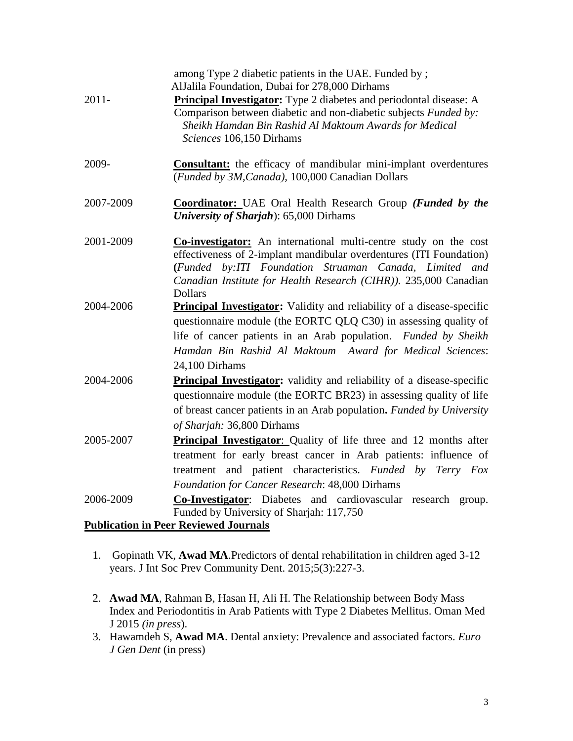among Type 2 diabetic patients in the UAE. Funded by ; AlJalila Foundation, Dubai for 278,000 Dirhams

2011- **Principal Investigator:** Type 2 diabetes and periodontal disease: A Comparison between diabetic and non-diabetic subjects *Funded by: Sheikh Hamdan Bin Rashid Al Maktoum Awards for Medical Sciences* 106,150 Dirhams

2009- **Consultant:** the efficacy of mandibular mini-implant overdentures (*Funded by 3M,Canada)*, 100,000 Canadian Dollars

2007-2009 **Coordinator:** UAE Oral Health Research Group ***(Funded by the University of Sharjah*****)**: 65,000 Dirhams

2001-2009 **Co-investigator:** An international multi-centre study on the cost effectiveness of 2-implant mandibular overdentures (ITI Foundation) **(***Funded by:ITI Foundation Struaman Canada, Limited and Canadian Institute for Health Research (CIHR)).* 235,000 Canadian Dollars

2004-2006 **Principal Investigator:** Validity and reliability of a disease-specific questionnaire module (the EORTC QLQ C30) in assessing quality of life of cancer patients in an Arab population. *Funded by Sheikh Hamdan Bin Rashid Al Maktoum Award for Medical Sciences*: 24,100 Dirhams

2004-2006 **Principal Investigator:** validity and reliability of a disease-specific questionnaire module (the EORTC BR23) in assessing quality of life of breast cancer patients in an Arab population**.** *Funded by University of Sharjah:* 36,800 Dirhams

2005-2007 **Principal Investigator**: Quality of life three and 12 months after treatment for early breast cancer in Arab patients: influence of treatment and patient characteristics. *Funded by Terry Fox Foundation for Cancer Research*: 48,000 Dirhams

2006-2009 **Co-Investigator**: Diabetes and cardiovascular research group. Funded by University of Sharjah: 117,750

## Publication in Peer Reviewed Journals

1. Gopinath VK, **Awad MA**.Predictors of dental rehabilitation in children aged 3-12 years. J Int Soc Prev Community Dent. 2015;5(3):227-3.
2. **Awad MA**, Rahman B, Hasan H, Ali H. The Relationship between Body Mass Index and Periodontitis in Arab Patients with Type 2 Diabetes Mellitus. Oman Med J 2015 *(in press*).
3. Hawamdeh S, **Awad MA**. Dental anxiety: Prevalence and associated factors. *Euro J Gen Dent* (in press)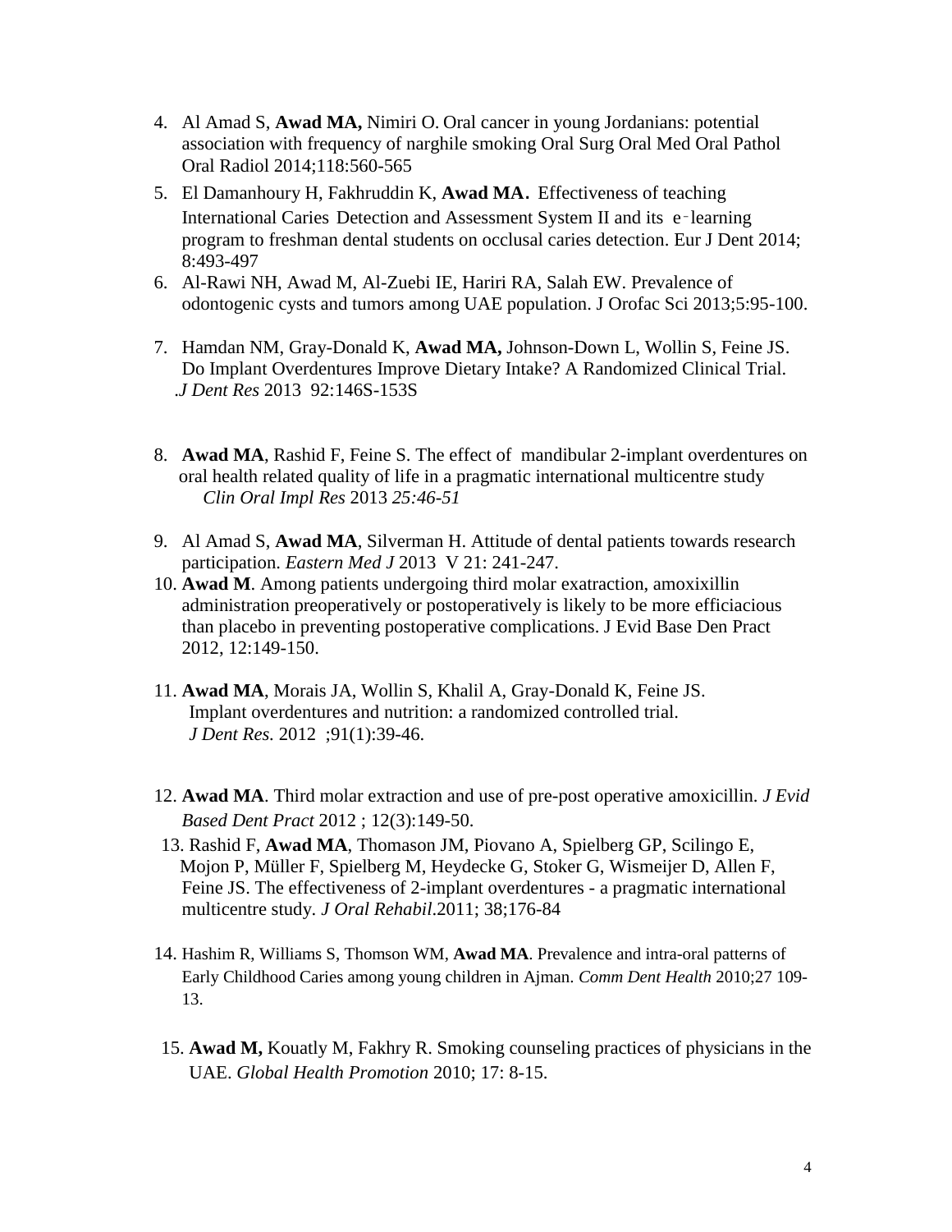4. Al Amad S, **Awad MA,** Nimiri O. Oral cancer in young Jordanians: potential association with frequency of narghile smoking Oral Surg Oral Med Oral Pathol Oral Radiol 2014;118:560-565
5. El Damanhoury H, Fakhruddin K, **Awad MA.** Effectiveness of teaching International Caries Detection and Assessment System II and its e‑learning program to freshman dental students on occlusal caries detection. Eur J Dent 2014; 8:493-497
6. Al-Rawi NH, Awad M, Al-Zuebi IE, Hariri RA, Salah EW. Prevalence of odontogenic cysts and tumors among UAE population. J Orofac Sci 2013;5:95-100.
7. Hamdan NM, Gray-Donald K, **Awad MA,** Johnson-Down L, Wollin S, Feine JS. Do Implant Overdentures Improve Dietary Intake? A Randomized Clinical Trial. .*J Dent Res* 2013 92:146S-153S
8. **Awad MA**, Rashid F, Feine S. The effect of mandibular 2-implant overdentures on oral health related quality of life in a pragmatic international multicentre study *Clin Oral Impl Res* 2013 *25:46-51*
9. Al Amad S, **Awad MA**, Silverman H. Attitude of dental patients towards research participation. *Eastern Med J* 2013 V 21: 241-247.
10. **Awad M**. Among patients undergoing third molar exatraction, amoxixillin administration preoperatively or postoperatively is likely to be more efficiacious than placebo in preventing postoperative complications. J Evid Base Den Pract 2012, 12:149-150.
11. **Awad MA**, Morais JA, Wollin S, Khalil A, Gray-Donald K, Feine JS. Implant overdentures and nutrition: a randomized controlled trial. *J Dent Res.* 2012 ;91(1):39-46.
12. **Awad MA**. Third molar extraction and use of pre-post operative amoxicillin. *J Evid Based Dent Pract* 2012 ; 12(3):149-50.
13. Rashid F, **Awad MA**, Thomason JM, Piovano A, Spielberg GP, Scilingo E, Mojon P, Müller F, Spielberg M, Heydecke G, Stoker G, Wismeijer D, Allen F, Feine JS. The effectiveness of 2-implant overdentures - a pragmatic international multicentre study. *J Oral Rehabil*.2011; 38;176-84
14. Hashim R, Williams S, Thomson WM, **Awad MA**. Prevalence and intra-oral patterns of Early Childhood Caries among young children in Ajman. *Comm Dent Health* 2010;27 109-13.
15. **Awad M,** Kouatly M, Fakhry R. Smoking counseling practices of physicians in the UAE. *Global Health Promotion* 2010; 17: 8-15.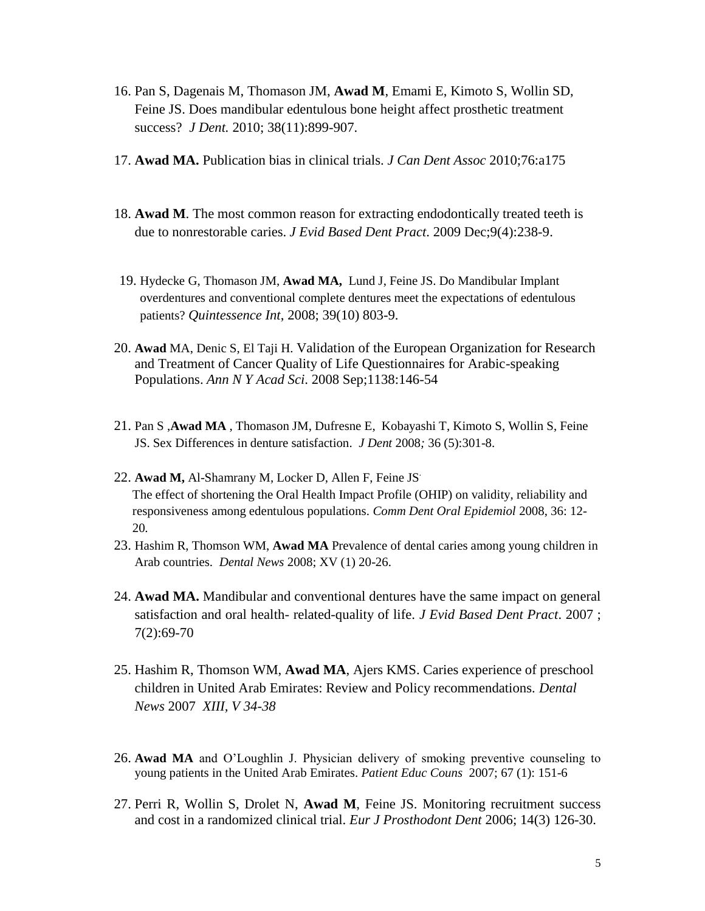16. Pan S, Dagenais M, Thomason JM, **Awad M**, Emami E, Kimoto S, Wollin SD, Feine JS. Does mandibular edentulous bone height affect prosthetic treatment success? *J Dent.* 2010; 38(11):899-907.

17. **Awad MA.** Publication bias in clinical trials. *J Can Dent Assoc* 2010;76:a175

18. **Awad M**. The most common reason for extracting endodontically treated teeth is due to nonrestorable caries. *J Evid Based Dent Pract*. 2009 Dec;9(4):238-9.

19. Hydecke G, Thomason JM, **Awad MA,** Lund J, Feine JS. Do Mandibular Implant overdentures and conventional complete dentures meet the expectations of edentulous patients? *Quintessence Int*, 2008; 39(10) 803-9.

20. **Awad** MA, Denic S, El Taji H. Validation of the European Organization for Research and Treatment of Cancer Quality of Life Questionnaires for Arabic-speaking Populations. *Ann N Y Acad Sci*. 2008 Sep;1138:146-54

21. Pan S ,**Awad MA** , Thomason JM, Dufresne E, Kobayashi T, Kimoto S, Wollin S, Feine JS. Sex Differences in denture satisfaction. *J Dent* 2008*;* 36 (5):301-8.

22. **Awad M,** Al-Shamrany M, Locker D, Allen F, Feine JS. The effect of shortening the Oral Health Impact Profile (OHIP) on validity, reliability and responsiveness among edentulous populations. *Comm Dent Oral Epidemiol* 2008, 36: 12-20.

23. Hashim R, Thomson WM, **Awad MA** Prevalence of dental caries among young children in Arab countries. *Dental News* 2008; XV (1) 20-26.

24. **Awad MA.** Mandibular and conventional dentures have the same impact on general satisfaction and oral health- related-quality of life. *J Evid Based Dent Pract*. 2007 ; 7(2):69-70

25. Hashim R, Thomson WM, **Awad MA**, Ajers KMS. Caries experience of preschool children in United Arab Emirates: Review and Policy recommendations. *Dental News* 2007 *XIII, V 34-38*

26. **Awad MA** and O'Loughlin J. Physician delivery of smoking preventive counseling to young patients in the United Arab Emirates. *Patient Educ Couns* 2007; 67 (1): 151-6

27. Perri R, Wollin S, Drolet N, **Awad M**, Feine JS. Monitoring recruitment success and cost in a randomized clinical trial. *Eur J Prosthodont Dent* 2006; 14(3) 126-30.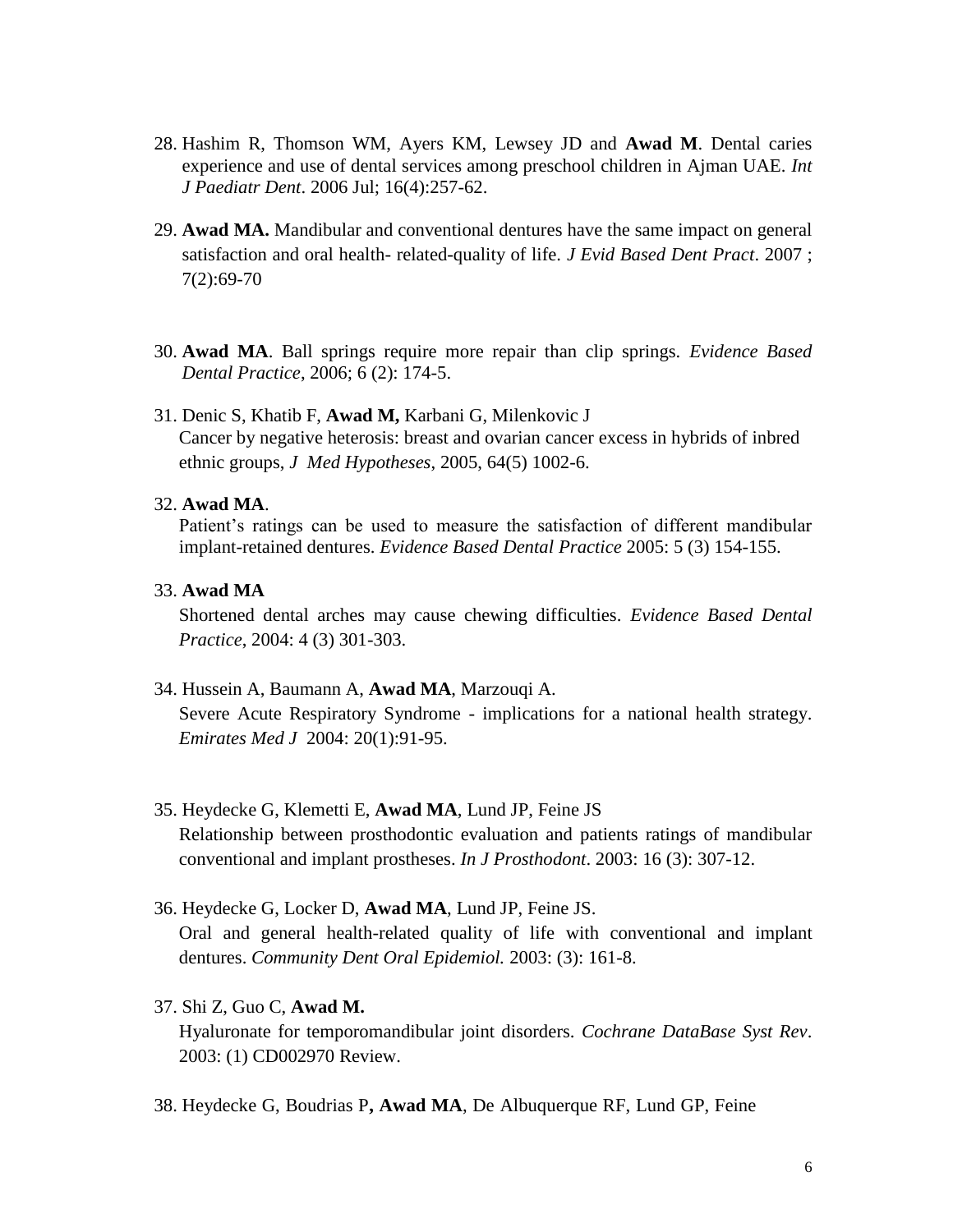28. Hashim R, Thomson WM, Ayers KM, Lewsey JD and **Awad M**. Dental caries experience and use of dental services among preschool children in Ajman UAE. *Int J Paediatr Dent*. 2006 Jul; 16(4):257-62.

29. **Awad MA.** Mandibular and conventional dentures have the same impact on general satisfaction and oral health- related-quality of life. *J Evid Based Dent Pract*. 2007 ; 7(2):69-70

30. **Awad MA**. Ball springs require more repair than clip springs. *Evidence Based Dental Practice*, 2006; 6 (2): 174-5.

31. Denic S, Khatib F, **Awad M,** Karbani G, Milenkovic J
    Cancer by negative heterosis: breast and ovarian cancer excess in hybrids of inbred ethnic groups, *J Med Hypotheses*, 2005, 64(5) 1002-6.

32. **Awad MA**.
    Patient's ratings can be used to measure the satisfaction of different mandibular implant-retained dentures. *Evidence Based Dental Practice* 2005: 5 (3) 154-155.

33. **Awad MA**
    Shortened dental arches may cause chewing difficulties. *Evidence Based Dental Practice*, 2004: 4 (3) 301-303.

34. Hussein A, Baumann A, **Awad MA**, Marzouqi A.
    Severe Acute Respiratory Syndrome - implications for a national health strategy. *Emirates Med J* 2004: 20(1):91-95.

35. Heydecke G, Klemetti E, **Awad MA**, Lund JP, Feine JS
    Relationship between prosthodontic evaluation and patients ratings of mandibular conventional and implant prostheses. *In J Prosthodont*. 2003: 16 (3): 307-12.

36. Heydecke G, Locker D, **Awad MA**, Lund JP, Feine JS.
    Oral and general health-related quality of life with conventional and implant dentures. *Community Dent Oral Epidemiol.* 2003: (3): 161-8.

37. Shi Z, Guo C, **Awad M.**
    Hyaluronate for temporomandibular joint disorders. *Cochrane DataBase Syst Rev*. 2003: (1) CD002970 Review.

38. Heydecke G, Boudrias P**, Awad MA**, De Albuquerque RF, Lund GP, Feine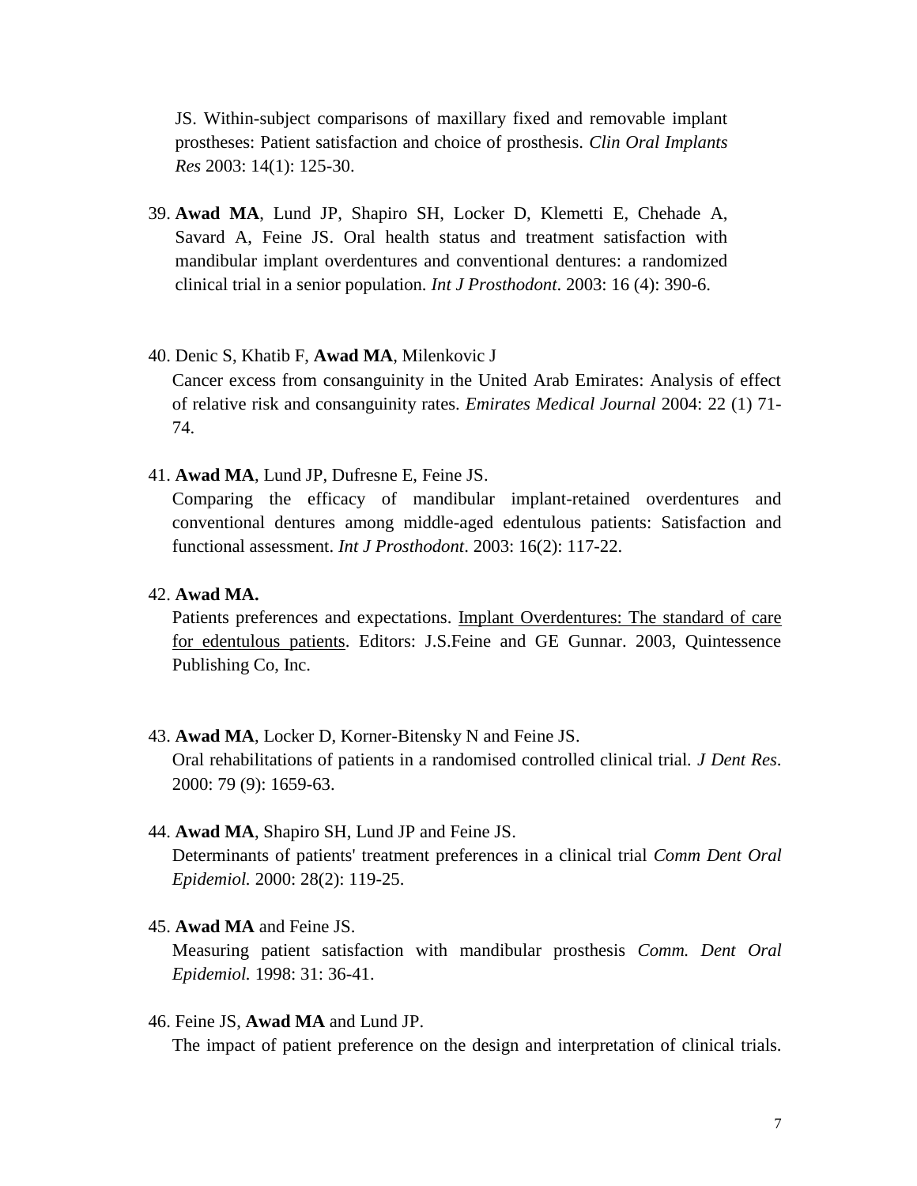JS. Within-subject comparisons of maxillary fixed and removable implant prostheses: Patient satisfaction and choice of prosthesis. *Clin Oral Implants Res* 2003: 14(1): 125-30.

39. **Awad MA**, Lund JP, Shapiro SH, Locker D, Klemetti E, Chehade A, Savard A, Feine JS. Oral health status and treatment satisfaction with mandibular implant overdentures and conventional dentures: a randomized clinical trial in a senior population. *Int J Prosthodont*. 2003: 16 (4): 390-6.

40. Denic S, Khatib F, **Awad MA**, Milenkovic J
Cancer excess from consanguinity in the United Arab Emirates: Analysis of effect of relative risk and consanguinity rates. *Emirates Medical Journal* 2004: 22 (1) 71-74.

41. **Awad MA**, Lund JP, Dufresne E, Feine JS.
Comparing the efficacy of mandibular implant-retained overdentures and conventional dentures among middle-aged edentulous patients: Satisfaction and functional assessment. *Int J Prosthodont*. 2003: 16(2): 117-22.

42. **Awad MA.**
Patients preferences and expectations. Implant Overdentures: The standard of care for edentulous patients. Editors: J.S.Feine and GE Gunnar. 2003, Quintessence Publishing Co, Inc.

43. **Awad MA**, Locker D, Korner-Bitensky N and Feine JS.
Oral rehabilitations of patients in a randomised controlled clinical trial. *J Dent Res*. 2000: 79 (9): 1659-63.

44. **Awad MA**, Shapiro SH, Lund JP and Feine JS.
Determinants of patients' treatment preferences in a clinical trial *Comm Dent Oral Epidemiol.* 2000: 28(2): 119-25.

45. **Awad MA** and Feine JS.
Measuring patient satisfaction with mandibular prosthesis *Comm. Dent Oral Epidemiol.* 1998: 31: 36-41.

46. Feine JS, **Awad MA** and Lund JP.
The impact of patient preference on the design and interpretation of clinical trials.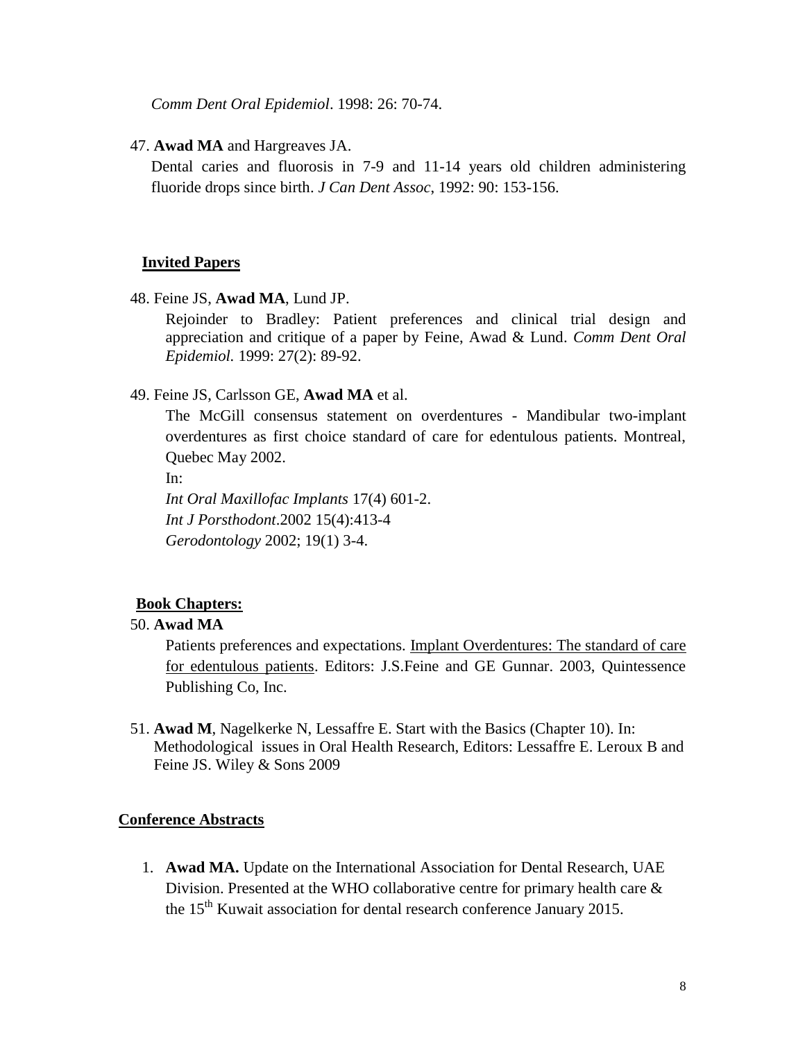*Comm Dent Oral Epidemiol*. 1998: 26: 70-74.

47. **Awad MA** and Hargreaves JA.
    Dental caries and fluorosis in 7-9 and 11-14 years old children administering fluoride drops since birth. *J Can Dent Assoc*, 1992: 90: 153-156.

## Invited Papers

48. Feine JS, **Awad MA**, Lund JP.
    Rejoinder to Bradley: Patient preferences and clinical trial design and appreciation and critique of a paper by Feine, Awad & Lund. *Comm Dent Oral Epidemiol.* 1999: 27(2): 89-92.

49. Feine JS, Carlsson GE, **Awad MA** et al.
    The McGill consensus statement on overdentures - Mandibular two-implant overdentures as first choice standard of care for edentulous patients. Montreal, Quebec May 2002.
    In:
    *Int Oral Maxillofac Implants* 17(4) 601-2.
    *Int J Porsthodont*.2002 15(4):413-4
    *Gerodontology* 2002; 19(1) 3-4.

## Book Chapters:

50. **Awad MA**
    Patients preferences and expectations. Implant Overdentures: The standard of care for edentulous patients. Editors: J.S.Feine and GE Gunnar. 2003, Quintessence Publishing Co, Inc.

51. **Awad M**, Nagelkerke N, Lessaffre E. Start with the Basics (Chapter 10). In: Methodological issues in Oral Health Research, Editors: Lessaffre E. Leroux B and Feine JS. Wiley & Sons 2009

## Conference Abstracts

1. **Awad MA.** Update on the International Association for Dental Research, UAE Division. Presented at the WHO collaborative centre for primary health care & the 15th Kuwait association for dental research conference January 2015.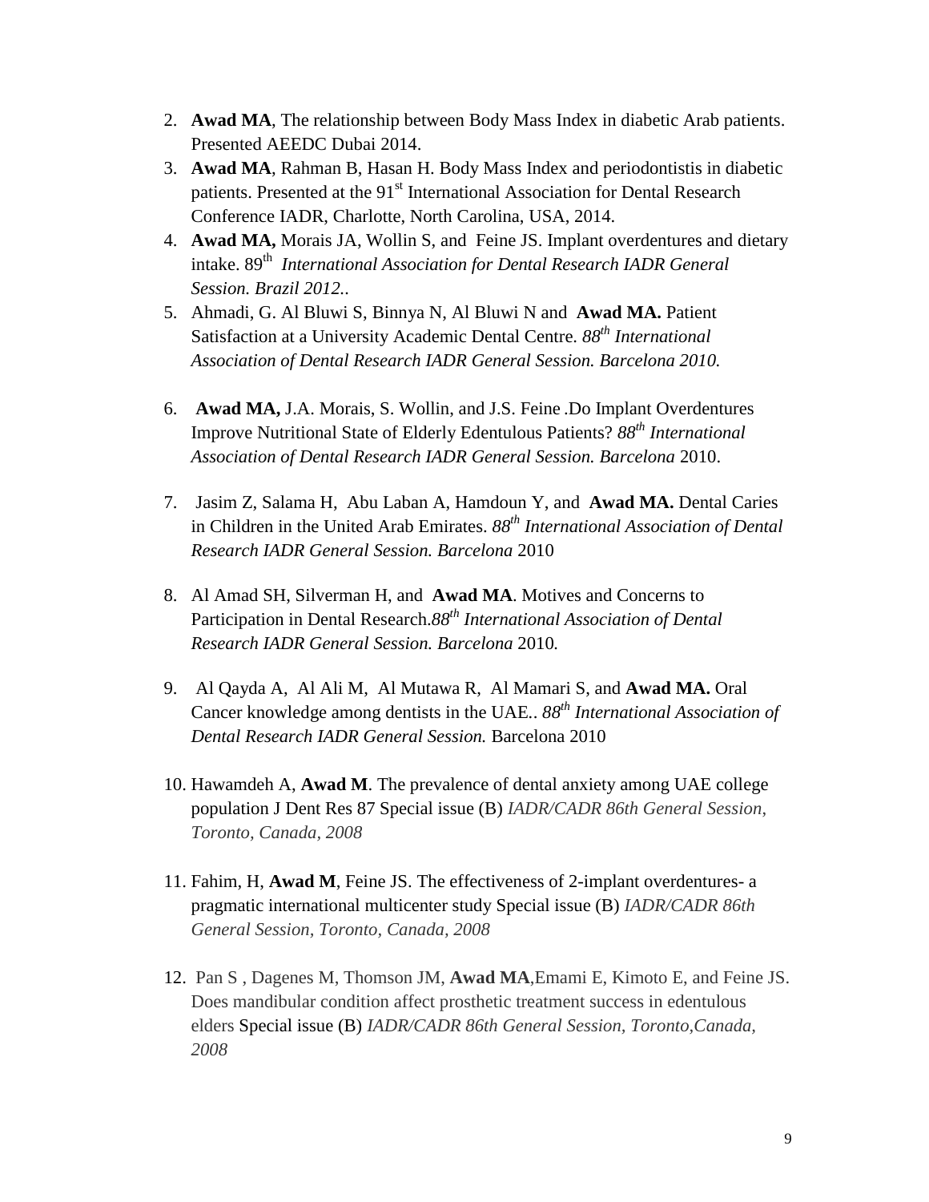2. **Awad MA**, The relationship between Body Mass Index in diabetic Arab patients. Presented AEEDC Dubai 2014.
3. **Awad MA**, Rahman B, Hasan H. Body Mass Index and periodontistis in diabetic patients. Presented at the 91st International Association for Dental Research Conference IADR, Charlotte, North Carolina, USA, 2014.
4. **Awad MA,** Morais JA, Wollin S, and Feine JS. Implant overdentures and dietary intake. 89th *International Association for Dental Research IADR General Session. Brazil 2012..*
5. Ahmadi, G. Al Bluwi S, Binnya N, Al Bluwi N and **Awad MA.** Patient Satisfaction at a University Academic Dental Centre. *88th International Association of Dental Research IADR General Session. Barcelona 2010.*
6. **Awad MA,** J.A. Morais, S. Wollin, and J.S. Feine .Do Implant Overdentures Improve Nutritional State of Elderly Edentulous Patients? *88th International Association of Dental Research IADR General Session. Barcelona* 2010.
7. Jasim Z, Salama H, Abu Laban A, Hamdoun Y, and **Awad MA.** Dental Caries in Children in the United Arab Emirates. *88th International Association of Dental Research IADR General Session. Barcelona* 2010
8. Al Amad SH, Silverman H, and **Awad MA**. Motives and Concerns to Participation in Dental Research.*88th International Association of Dental Research IADR General Session. Barcelona* 2010*.*
9. Al Qayda A, Al Ali M, Al Mutawa R, Al Mamari S, and **Awad MA.** Oral Cancer knowledge among dentists in the UAE.. *88th International Association of Dental Research IADR General Session.* Barcelona 2010
10. Hawamdeh A, **Awad M**. The prevalence of dental anxiety among UAE college population J Dent Res 87 Special issue (B) *IADR/CADR 86th General Session, Toronto, Canada, 2008*
11. Fahim, H, **Awad M**, Feine JS. The effectiveness of 2-implant overdentures- a pragmatic international multicenter study Special issue (B) *IADR/CADR 86th General Session, Toronto, Canada, 2008*
12. Pan S , Dagenes M, Thomson JM, **Awad MA**,Emami E, Kimoto E, and Feine JS. Does mandibular condition affect prosthetic treatment success in edentulous elders Special issue (B) *IADR/CADR 86th General Session, Toronto,Canada, 2008*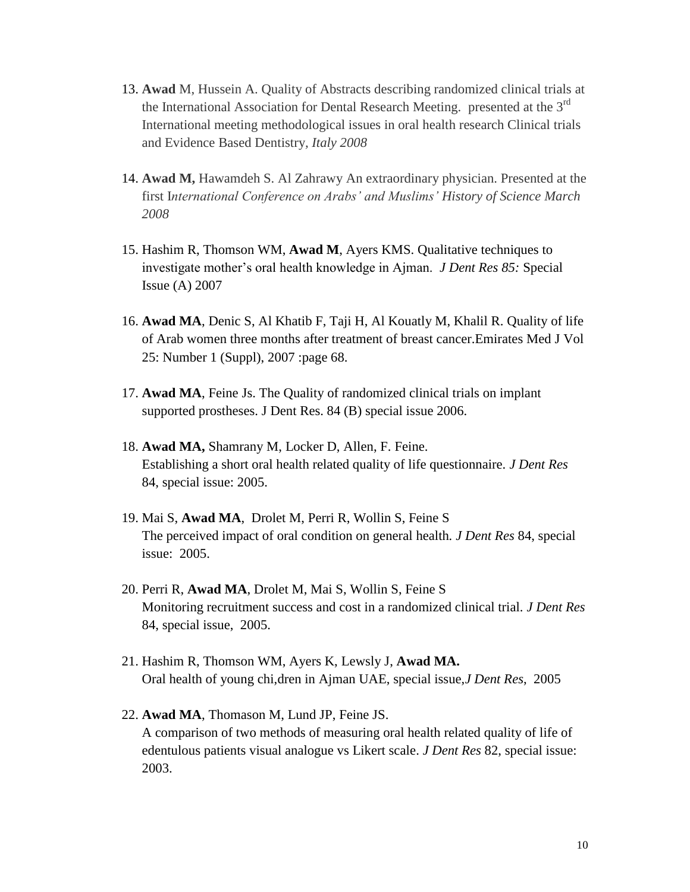13. **Awad** M, Hussein A. Quality of Abstracts describing randomized clinical trials at the International Association for Dental Research Meeting. presented at the 3rd International meeting methodological issues in oral health research Clinical trials and Evidence Based Dentistry, *Italy 2008*

14. **Awad M,** Hawamdeh S. Al Zahrawy An extraordinary physician. Presented at the first I*nternational Conference on Arabs' and Muslims' History of Science March 2008*

15. Hashim R, Thomson WM, **Awad M**, Ayers KMS. Qualitative techniques to investigate mother's oral health knowledge in Ajman. *J Dent Res 85:* Special Issue (A) 2007

16. **Awad MA**, Denic S, Al Khatib F, Taji H, Al Kouatly M, Khalil R. Quality of life of Arab women three months after treatment of breast cancer.Emirates Med J Vol 25: Number 1 (Suppl), 2007 :page 68.

17. **Awad MA**, Feine Js. The Quality of randomized clinical trials on implant supported prostheses. J Dent Res. 84 (B) special issue 2006.

18. **Awad MA,** Shamrany M, Locker D, Allen, F. Feine. Establishing a short oral health related quality of life questionnaire. *J Dent Res* 84, special issue: 2005.

19. Mai S, **Awad MA**, Drolet M, Perri R, Wollin S, Feine S The perceived impact of oral condition on general health. *J Dent Res* 84, special issue: 2005.

20. Perri R, **Awad MA**, Drolet M, Mai S, Wollin S, Feine S Monitoring recruitment success and cost in a randomized clinical trial. *J Dent Res* 84, special issue, 2005.

21. Hashim R, Thomson WM, Ayers K, Lewsly J, **Awad MA.** Oral health of young chi,dren in Ajman UAE, special issue,*J Dent Res*, 2005

22. **Awad MA**, Thomason M, Lund JP, Feine JS. A comparison of two methods of measuring oral health related quality of life of edentulous patients visual analogue vs Likert scale. *J Dent Res* 82, special issue: 2003.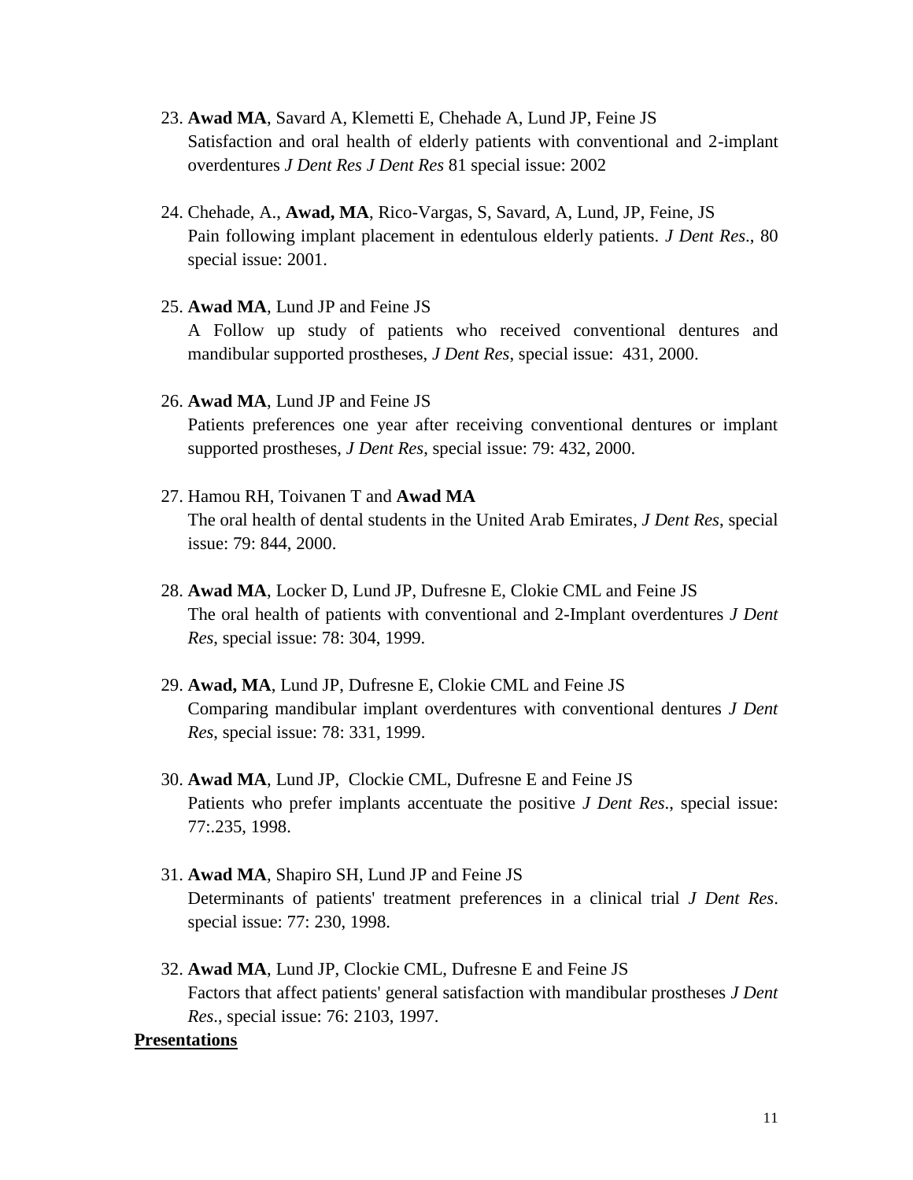23. **Awad MA**, Savard A, Klemetti E, Chehade A, Lund JP, Feine JS
    Satisfaction and oral health of elderly patients with conventional and 2-implant overdentures *J Dent Res J Dent Res* 81 special issue: 2002

24. Chehade, A., **Awad, MA**, Rico-Vargas, S, Savard, A, Lund, JP, Feine, JS
    Pain following implant placement in edentulous elderly patients. *J Dent Res*., 80 special issue: 2001.

25. **Awad MA**, Lund JP and Feine JS
    A Follow up study of patients who received conventional dentures and mandibular supported prostheses, *J Dent Res*, special issue: 431, 2000.

26. **Awad MA**, Lund JP and Feine JS
    Patients preferences one year after receiving conventional dentures or implant supported prostheses, *J Dent Res*, special issue: 79: 432, 2000.

27. Hamou RH, Toivanen T and **Awad MA**
    The oral health of dental students in the United Arab Emirates, *J Dent Res*, special issue: 79: 844, 2000.

28. **Awad MA**, Locker D, Lund JP, Dufresne E, Clokie CML and Feine JS
    The oral health of patients with conventional and 2-Implant overdentures *J Dent Res*, special issue: 78: 304, 1999.

29. **Awad, MA**, Lund JP, Dufresne E, Clokie CML and Feine JS
    Comparing mandibular implant overdentures with conventional dentures *J Dent Res,* special issue: 78: 331, 1999.

30. **Awad MA**, Lund JP, Clockie CML, Dufresne E and Feine JS
    Patients who prefer implants accentuate the positive *J Dent Res*., special issue: 77:.235, 1998.

31. **Awad MA**, Shapiro SH, Lund JP and Feine JS
    Determinants of patients' treatment preferences in a clinical trial *J Dent Res*. special issue: 77: 230, 1998.

32. **Awad MA**, Lund JP, Clockie CML, Dufresne E and Feine JS
    Factors that affect patients' general satisfaction with mandibular prostheses *J Dent Res*., special issue: 76: 2103, 1997.

**Presentations**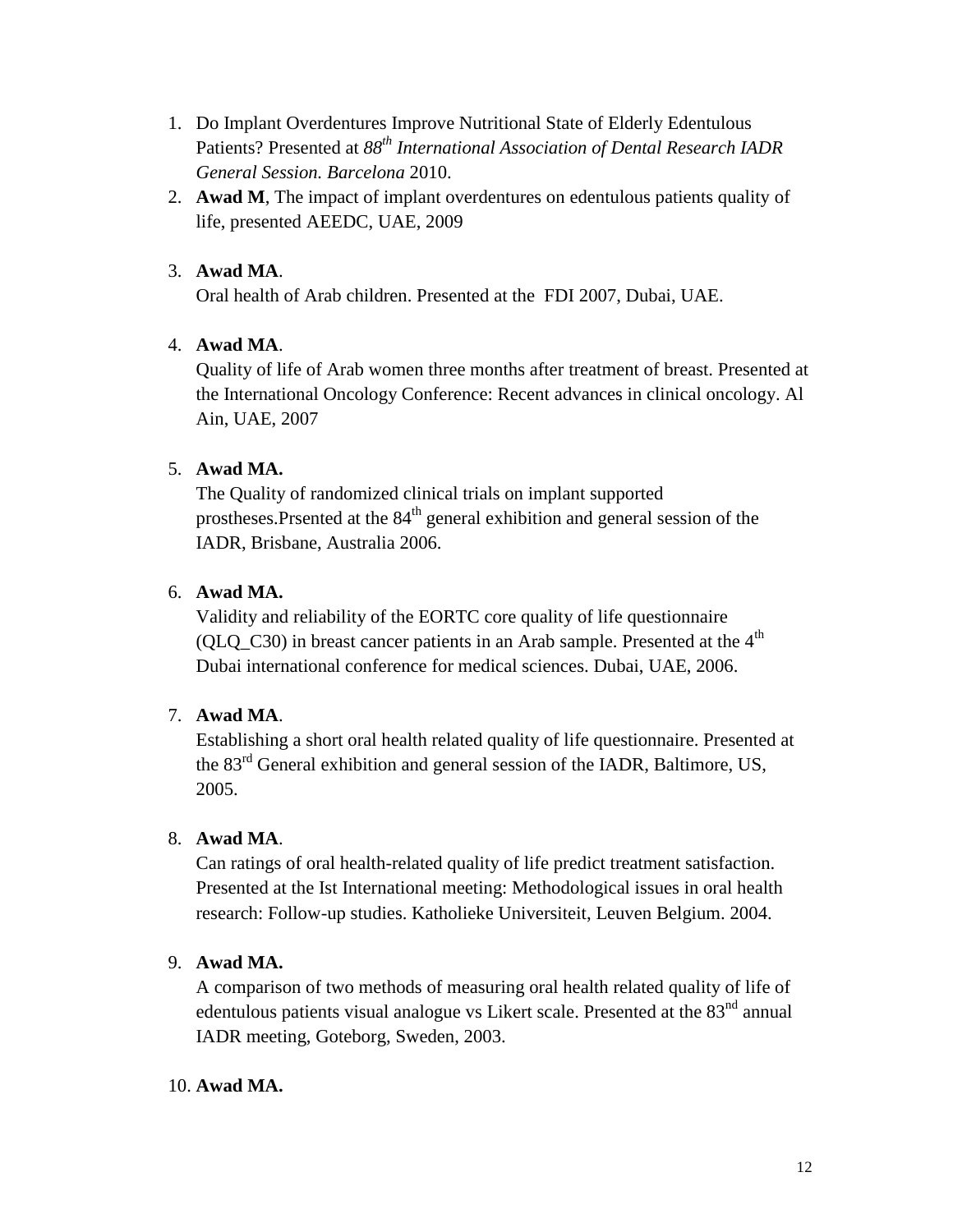1. Do Implant Overdentures Improve Nutritional State of Elderly Edentulous Patients? Presented at *88th International Association of Dental Research IADR General Session. Barcelona* 2010.
2. **Awad M**, The impact of implant overdentures on edentulous patients quality of life, presented AEEDC, UAE, 2009

3. **Awad MA**.
   Oral health of Arab children. Presented at the FDI 2007, Dubai, UAE.

4. **Awad MA**.
   Quality of life of Arab women three months after treatment of breast. Presented at the International Oncology Conference: Recent advances in clinical oncology. Al Ain, UAE, 2007

5. **Awad MA.**
   The Quality of randomized clinical trials on implant supported prostheses.Prsented at the 84th general exhibition and general session of the IADR, Brisbane, Australia 2006.

6. **Awad MA.**
   Validity and reliability of the EORTC core quality of life questionnaire (QLQ_C30) in breast cancer patients in an Arab sample. Presented at the 4th Dubai international conference for medical sciences. Dubai, UAE, 2006.

7. **Awad MA**.
   Establishing a short oral health related quality of life questionnaire. Presented at the 83rd General exhibition and general session of the IADR, Baltimore, US, 2005.

8. **Awad MA**.
   Can ratings of oral health-related quality of life predict treatment satisfaction. Presented at the Ist International meeting: Methodological issues in oral health research: Follow-up studies. Katholieke Universiteit, Leuven Belgium. 2004.

9. **Awad MA.**
   A comparison of two methods of measuring oral health related quality of life of edentulous patients visual analogue vs Likert scale. Presented at the 83nd annual IADR meeting, Goteborg, Sweden, 2003.

10. **Awad MA.**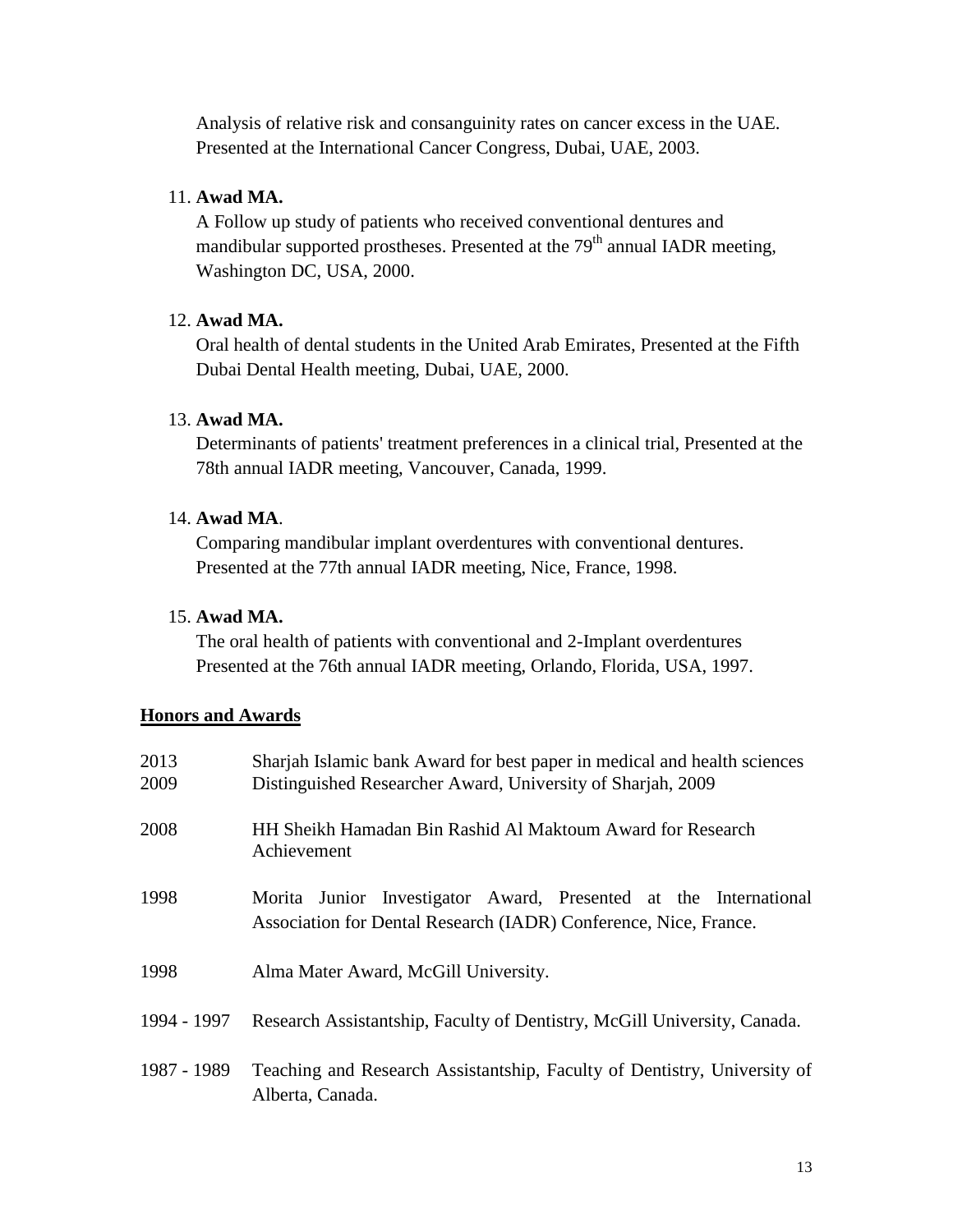Analysis of relative risk and consanguinity rates on cancer excess in the UAE. Presented at the International Cancer Congress, Dubai, UAE, 2003.

11. **Awad MA.**
    A Follow up study of patients who received conventional dentures and mandibular supported prostheses. Presented at the 79th annual IADR meeting, Washington DC, USA, 2000.

12. **Awad MA.**
    Oral health of dental students in the United Arab Emirates, Presented at the Fifth Dubai Dental Health meeting, Dubai, UAE, 2000.

13. **Awad MA.**
    Determinants of patients' treatment preferences in a clinical trial, Presented at the 78th annual IADR meeting, Vancouver, Canada, 1999.

14. **Awad MA**.
    Comparing mandibular implant overdentures with conventional dentures. Presented at the 77th annual IADR meeting, Nice, France, 1998.

15. **Awad MA.**
    The oral health of patients with conventional and 2-Implant overdentures Presented at the 76th annual IADR meeting, Orlando, Florida, USA, 1997.

## Honors and Awards

| | |
|---|---|
| 2013 | Sharjah Islamic bank Award for best paper in medical and health sciences |
| 2009 | Distinguished Researcher Award, University of Sharjah, 2009 |
| 2008 | HH Sheikh Hamadan Bin Rashid Al Maktoum Award for Research Achievement |
| 1998 | Morita Junior Investigator Award, Presented at the International Association for Dental Research (IADR) Conference, Nice, France. |
| 1998 | Alma Mater Award, McGill University. |
| 1994 - 1997 | Research Assistantship, Faculty of Dentistry, McGill University, Canada. |
| 1987 - 1989 | Teaching and Research Assistantship, Faculty of Dentistry, University of Alberta, Canada. |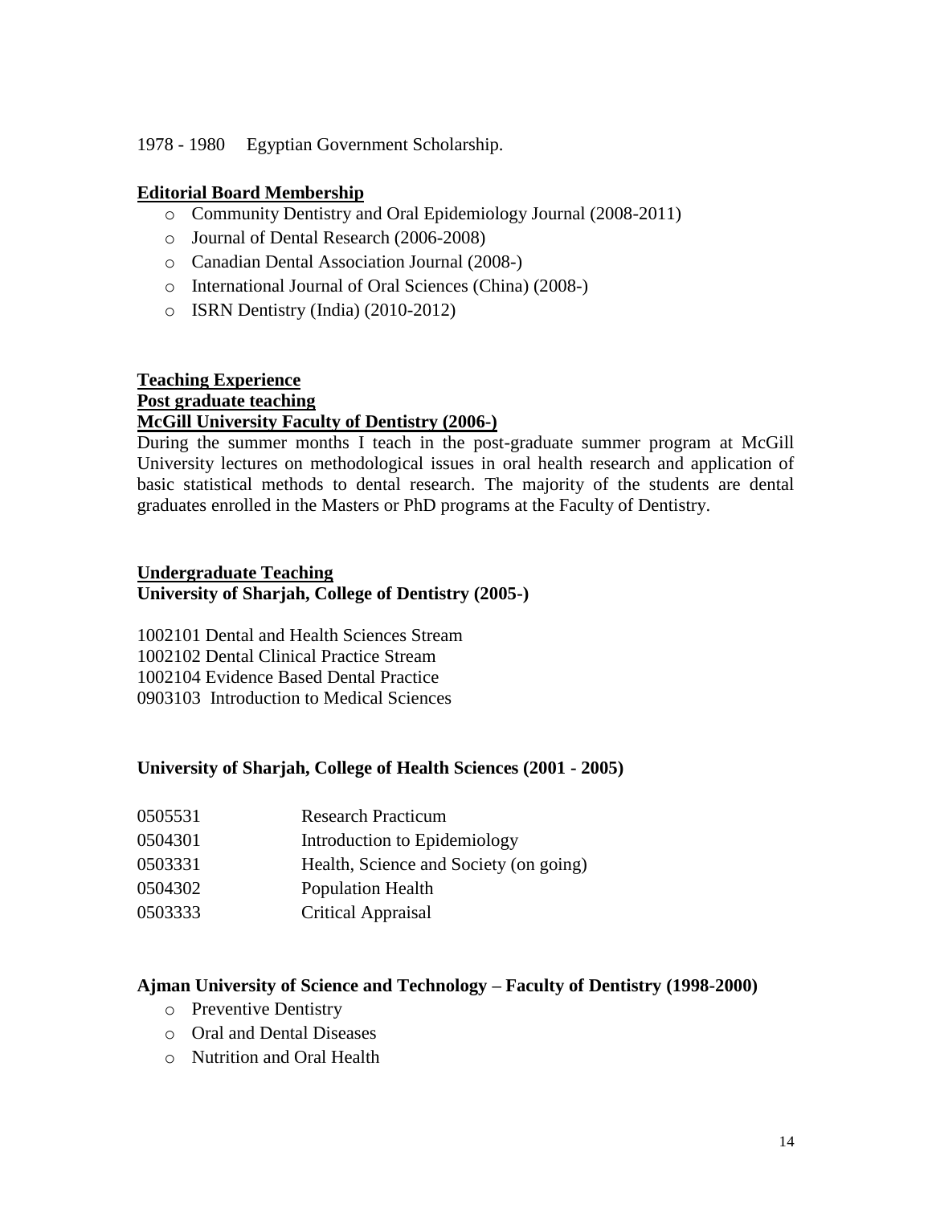1978 - 1980 Egyptian Government Scholarship.

## Editorial Board Membership

- Community Dentistry and Oral Epidemiology Journal (2008-2011)
- Journal of Dental Research (2006-2008)
- Canadian Dental Association Journal (2008-)
- International Journal of Oral Sciences (China) (2008-)
- ISRN Dentistry (India) (2010-2012)

## Teaching Experience

### Post graduate teaching

#### McGill University Faculty of Dentistry (2006-)

During the summer months I teach in the post-graduate summer program at McGill University lectures on methodological issues in oral health research and application of basic statistical methods to dental research. The majority of the students are dental graduates enrolled in the Masters or PhD programs at the Faculty of Dentistry.

### Undergraduate Teaching

#### University of Sharjah, College of Dentistry (2005-)

1002101 Dental and Health Sciences Stream
1002102 Dental Clinical Practice Stream
1002104 Evidence Based Dental Practice
0903103 Introduction to Medical Sciences

#### University of Sharjah, College of Health Sciences (2001 - 2005)

| | |
|---|---|
| 0505531 | Research Practicum |
| 0504301 | Introduction to Epidemiology |
| 0503331 | Health, Science and Society (on going) |
| 0504302 | Population Health |
| 0503333 | Critical Appraisal |

#### Ajman University of Science and Technology – Faculty of Dentistry (1998-2000)

- Preventive Dentistry
- Oral and Dental Diseases
- Nutrition and Oral Health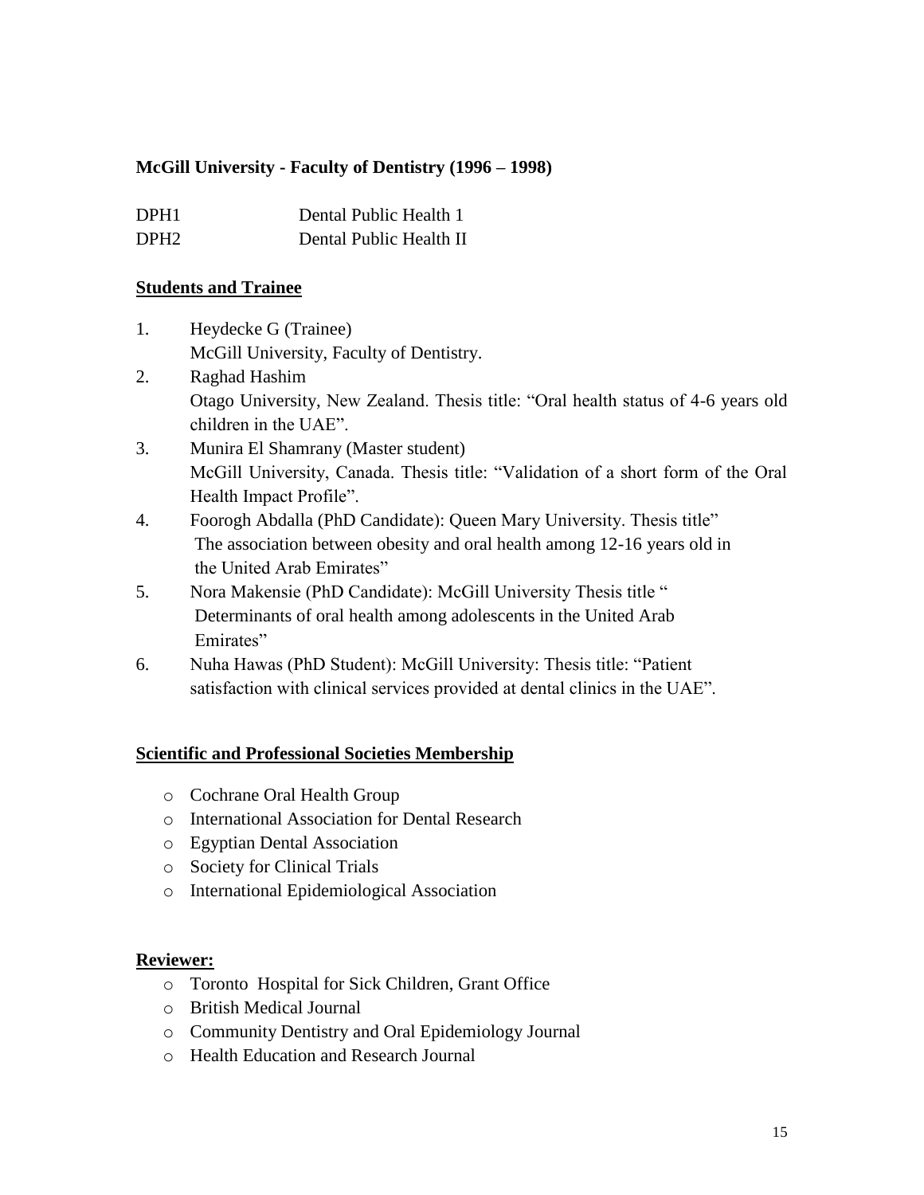**McGill University - Faculty of Dentistry (1996 – 1998)**

| | |
|---|---|
| DPH1 | Dental Public Health 1 |
| DPH2 | Dental Public Health II |

## Students and Trainee

1. Heydecke G (Trainee)
   McGill University, Faculty of Dentistry.
2. Raghad Hashim
   Otago University, New Zealand. Thesis title: "Oral health status of 4-6 years old children in the UAE".
3. Munira El Shamrany (Master student)
   McGill University, Canada. Thesis title: "Validation of a short form of the Oral Health Impact Profile".
4. Foorogh Abdalla (PhD Candidate): Queen Mary University. Thesis title" The association between obesity and oral health among 12-16 years old in the United Arab Emirates"
5. Nora Makensie (PhD Candidate): McGill University Thesis title " Determinants of oral health among adolescents in the United Arab Emirates"
6. Nuha Hawas (PhD Student): McGill University: Thesis title: "Patient satisfaction with clinical services provided at dental clinics in the UAE".

## Scientific and Professional Societies Membership

- Cochrane Oral Health Group
- International Association for Dental Research
- Egyptian Dental Association
- Society for Clinical Trials
- International Epidemiological Association

## Reviewer:

- Toronto Hospital for Sick Children, Grant Office
- British Medical Journal
- Community Dentistry and Oral Epidemiology Journal
- Health Education and Research Journal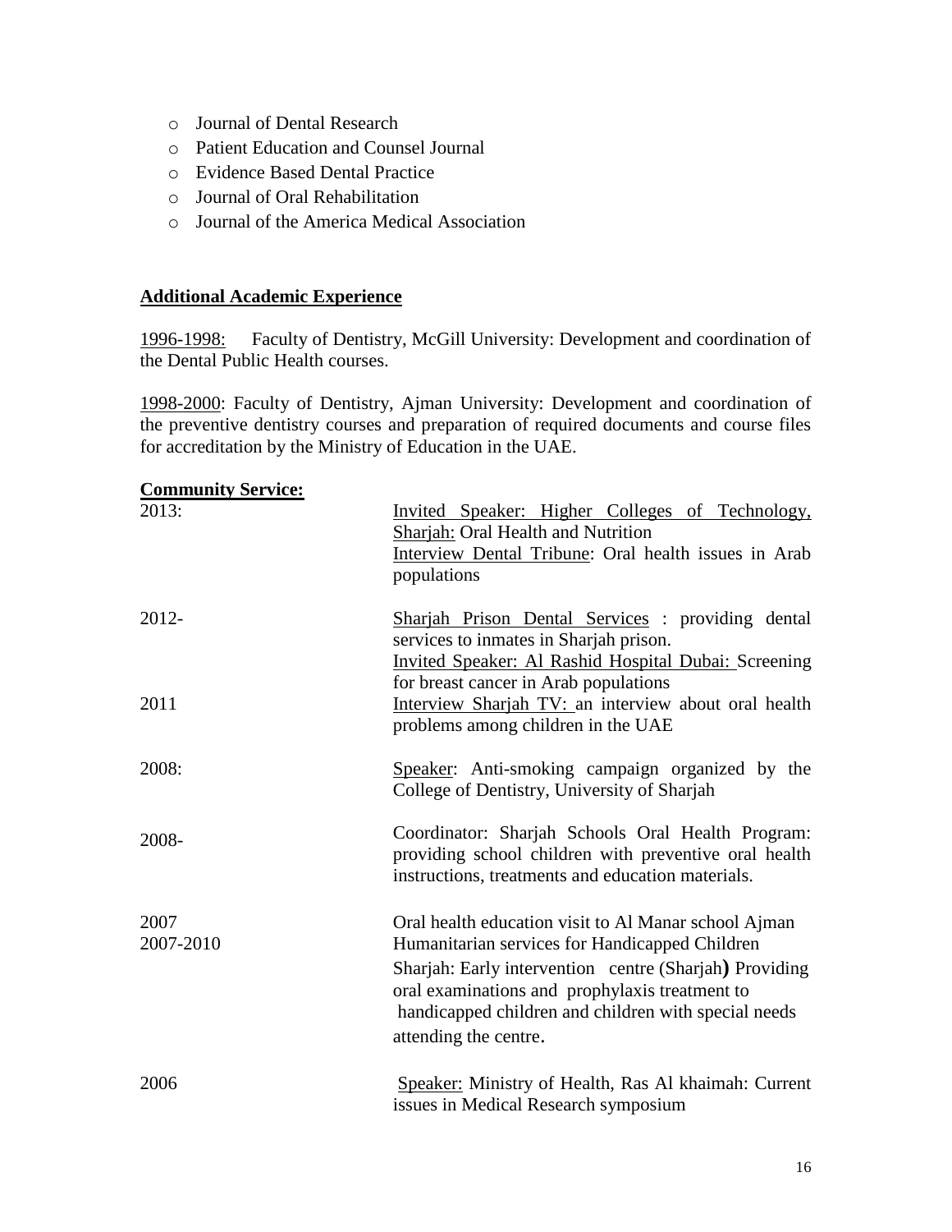- Journal of Dental Research
- Patient Education and Counsel Journal
- Evidence Based Dental Practice
- Journal of Oral Rehabilitation
- Journal of the America Medical Association

## Additional Academic Experience

1996-1998: Faculty of Dentistry, McGill University: Development and coordination of the Dental Public Health courses.

1998-2000: Faculty of Dentistry, Ajman University: Development and coordination of the preventive dentistry courses and preparation of required documents and course files for accreditation by the Ministry of Education in the UAE.

## Community Service:

| | |
|---|---|
| 2013: | Invited Speaker: Higher Colleges of Technology, Sharjah: Oral Health and Nutrition<br>Interview Dental Tribune: Oral health issues in Arab populations |
| 2012- | Sharjah Prison Dental Services : providing dental services to inmates in Sharjah prison.<br>Invited Speaker: Al Rashid Hospital Dubai: Screening for breast cancer in Arab populations |
| 2011 | Interview Sharjah TV: an interview about oral health problems among children in the UAE |
| 2008: | Speaker: Anti-smoking campaign organized by the College of Dentistry, University of Sharjah |
| 2008- | Coordinator: Sharjah Schools Oral Health Program: providing school children with preventive oral health instructions, treatments and education materials. |
| 2007 | Oral health education visit to Al Manar school Ajman |
| 2007-2010 | Humanitarian services for Handicapped Children Sharjah: Early intervention centre (Sharjah) Providing oral examinations and prophylaxis treatment to handicapped children and children with special needs attending the centre. |
| 2006 | Speaker: Ministry of Health, Ras Al khaimah: Current issues in Medical Research symposium |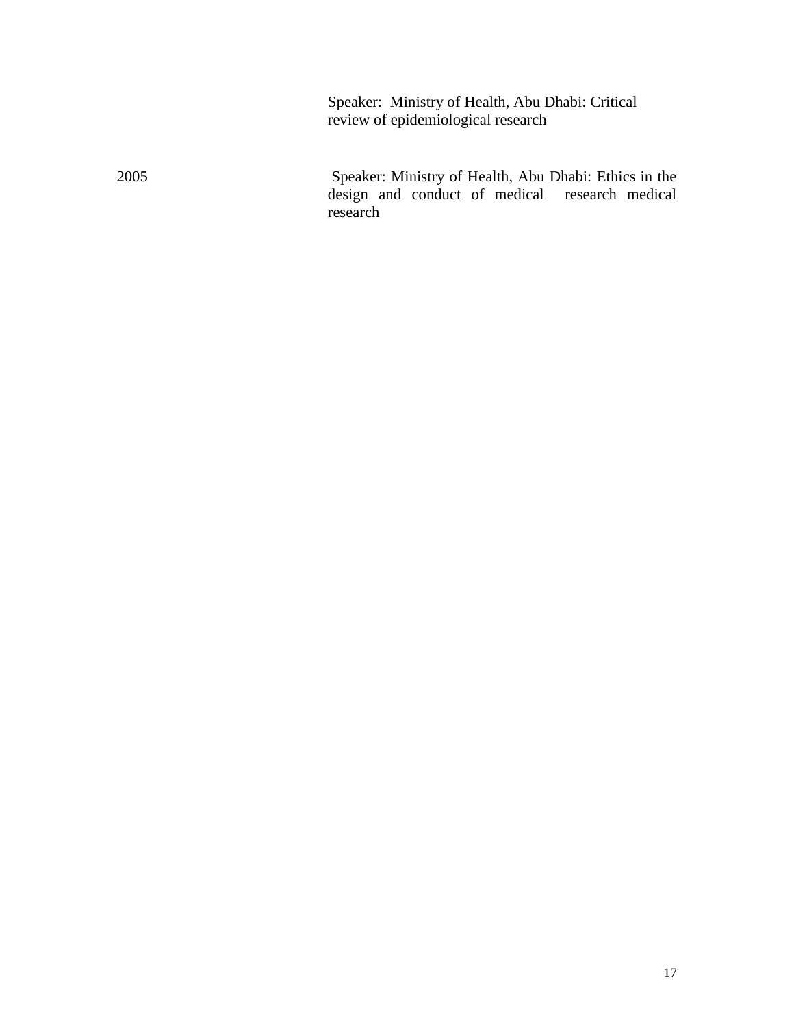| | |
|---|---|
| | Speaker: Ministry of Health, Abu Dhabi: Critical review of epidemiological research |
| 2005 | Speaker: Ministry of Health, Abu Dhabi: Ethics in the design and conduct of medical research medical research |